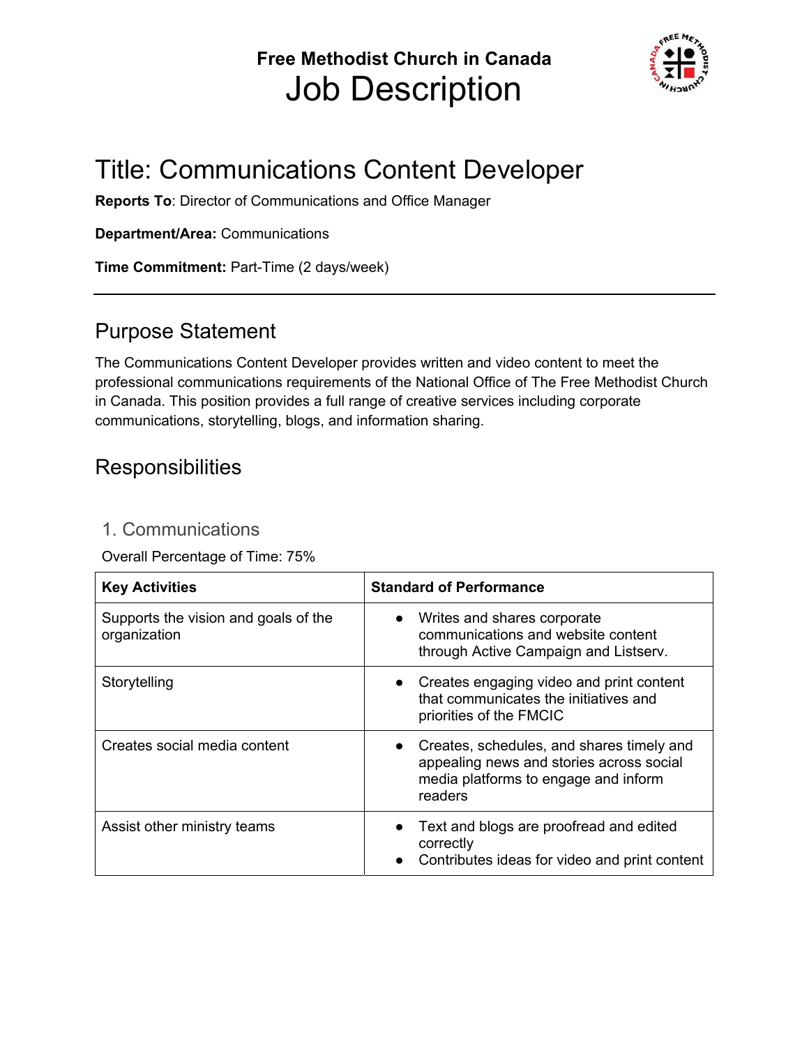**Free Methodist Church in Canada**

# Job Description

## Title: Communications Content Developer

**Reports To**: Director of Communications and Office Manager

**Department/Area:** Communications

**Time Commitment:** Part-Time (2 days/week)

---

## Purpose Statement

The Communications Content Developer provides written and video content to meet the professional communications requirements of the National Office of The Free Methodist Church in Canada. This position provides a full range of creative services including corporate communications, storytelling, blogs, and information sharing.

## Responsibilities

### 1. Communications

Overall Percentage of Time: 75%

| **Key Activities** | **Standard of Performance** |
|---|---|
| Supports the vision and goals of the organization | • Writes and shares corporate communications and website content through Active Campaign and Listserv. |
| Storytelling | • Creates engaging video and print content that communicates the initiatives and priorities of the FMCIC |
| Creates social media content | • Creates, schedules, and shares timely and appealing news and stories across social media platforms to engage and inform readers |
| Assist other ministry teams | • Text and blogs are proofread and edited correctly<br>• Contributes ideas for video and print content |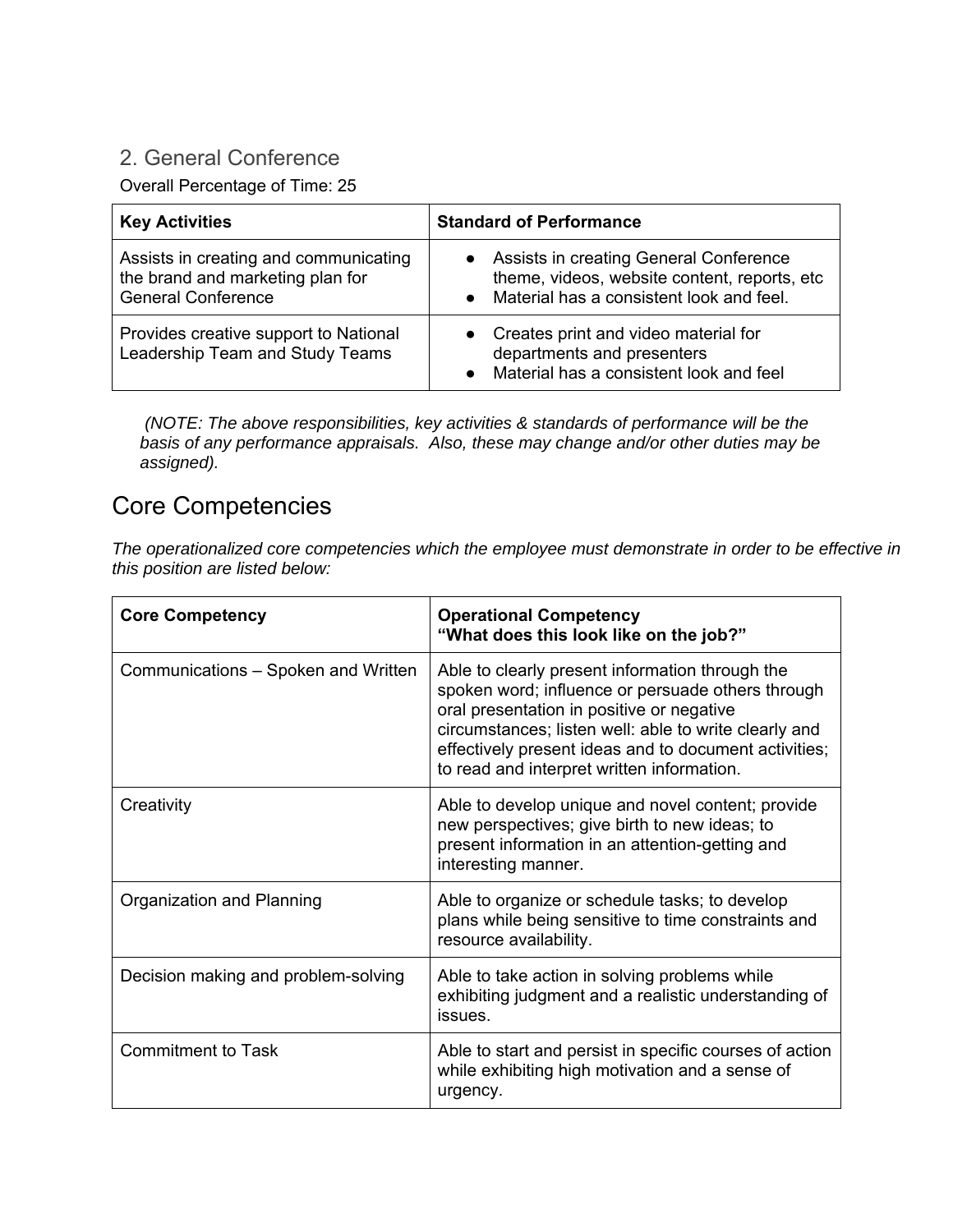## 2. General Conference

Overall Percentage of Time: 25

| **Key Activities** | **Standard of Performance** |
|---|---|
| Assists in creating and communicating the brand and marketing plan for General Conference | • Assists in creating General Conference theme, videos, website content, reports, etc<br>• Material has a consistent look and feel. |
| Provides creative support to National Leadership Team and Study Teams | • Creates print and video material for departments and presenters<br>• Material has a consistent look and feel |

*(NOTE: The above responsibilities, key activities & standards of performance will be the basis of any performance appraisals. Also, these may change and/or other duties may be assigned).*

# Core Competencies

*The operationalized core competencies which the employee must demonstrate in order to be effective in this position are listed below:*

| **Core Competency** | **Operational Competency "What does this look like on the job?"** |
|---|---|
| Communications – Spoken and Written | Able to clearly present information through the spoken word; influence or persuade others through oral presentation in positive or negative circumstances; listen well: able to write clearly and effectively present ideas and to document activities; to read and interpret written information. |
| Creativity | Able to develop unique and novel content; provide new perspectives; give birth to new ideas; to present information in an attention-getting and interesting manner. |
| Organization and Planning | Able to organize or schedule tasks; to develop plans while being sensitive to time constraints and resource availability. |
| Decision making and problem-solving | Able to take action in solving problems while exhibiting judgment and a realistic understanding of issues. |
| Commitment to Task | Able to start and persist in specific courses of action while exhibiting high motivation and a sense of urgency. |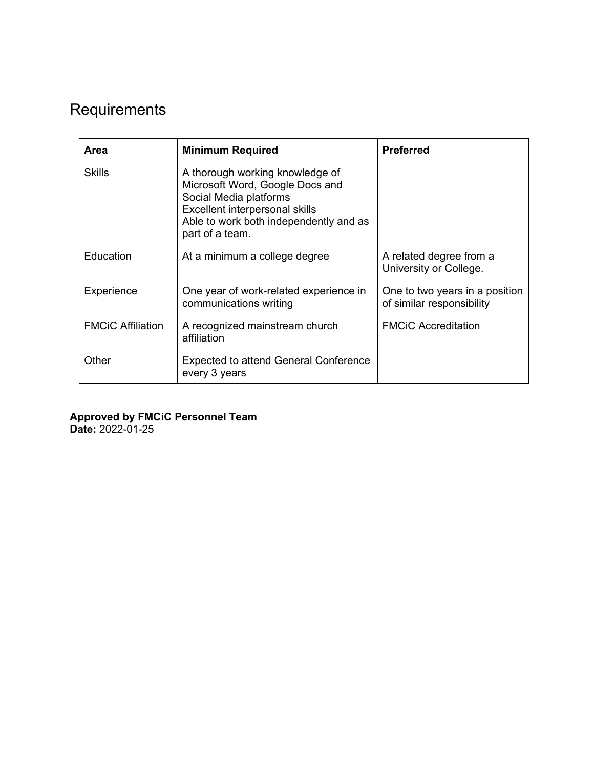## Requirements

| Area | Minimum Required | Preferred |
|---|---|---|
| Skills | A thorough working knowledge of Microsoft Word, Google Docs and Social Media platforms<br>Excellent interpersonal skills<br>Able to work both independently and as part of a team. | |
| Education | At a minimum a college degree | A related degree from a University or College. |
| Experience | One year of work-related experience in communications writing | One to two years in a position of similar responsibility |
| FMCiC Affiliation | A recognized mainstream church affiliation | FMCiC Accreditation |
| Other | Expected to attend General Conference every 3 years | |

**Approved by FMCiC Personnel Team**
**Date:** 2022-01-25